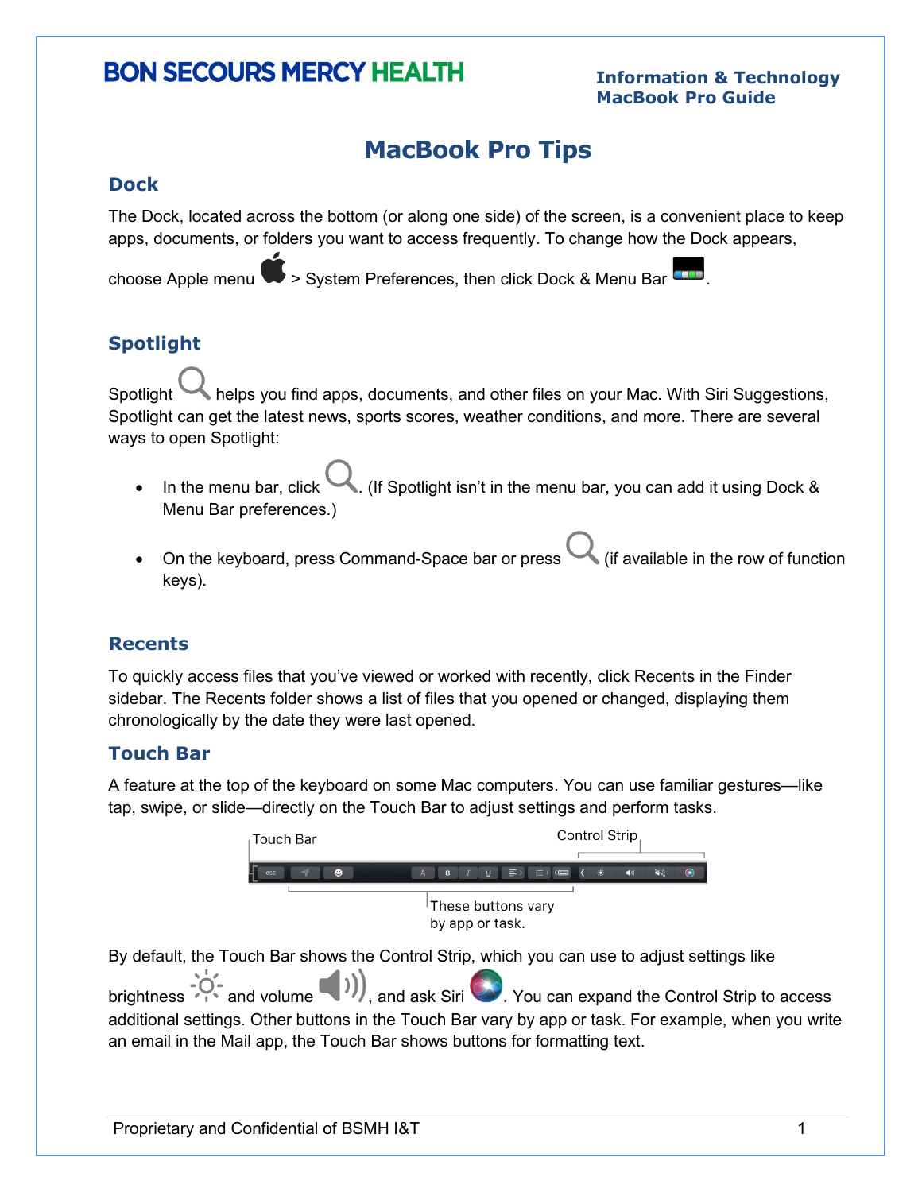BON SECOURS MERCY HEALTH

**Information & Technology**
**MacBook Pro Guide**

# MacBook Pro Tips

## Dock

The Dock, located across the bottom (or along one side) of the screen, is a convenient place to keep apps, documents, or folders you want to access frequently. To change how the Dock appears, choose Apple menu > System Preferences, then click Dock & Menu Bar.

## Spotlight

Spotlight helps you find apps, documents, and other files on your Mac. With Siri Suggestions, Spotlight can get the latest news, sports scores, weather conditions, and more. There are several ways to open Spotlight:

- In the menu bar, click. (If Spotlight isn't in the menu bar, you can add it using Dock & Menu Bar preferences.)
- On the keyboard, press Command-Space bar or press (if available in the row of function keys).

## Recents

To quickly access files that you've viewed or worked with recently, click Recents in the Finder sidebar. The Recents folder shows a list of files that you opened or changed, displaying them chronologically by the date they were last opened.

## Touch Bar

A feature at the top of the keyboard on some Mac computers. You can use familiar gestures—like tap, swipe, or slide—directly on the Touch Bar to adjust settings and perform tasks.

Touch Bar

Control Strip

These buttons vary by app or task.

By default, the Touch Bar shows the Control Strip, which you can use to adjust settings like brightness and volume, and ask Siri. You can expand the Control Strip to access additional settings. Other buttons in the Touch Bar vary by app or task. For example, when you write an email in the Mail app, the Touch Bar shows buttons for formatting text.

Proprietary and Confidential of BSMH I&T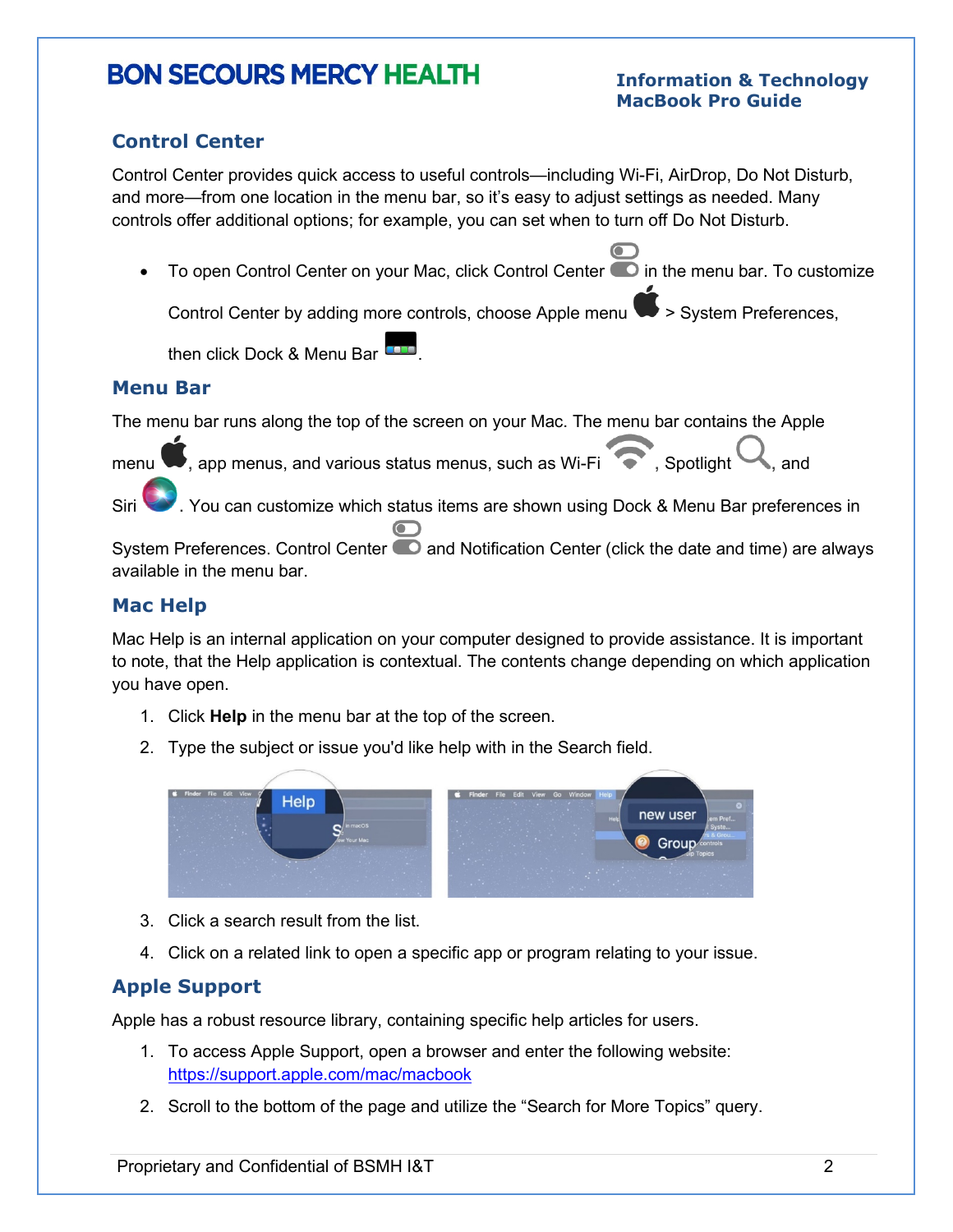## Control Center

Control Center provides quick access to useful controls—including Wi-Fi, AirDrop, Do Not Disturb, and more—from one location in the menu bar, so it's easy to adjust settings as needed. Many controls offer additional options; for example, you can set when to turn off Do Not Disturb.

- To open Control Center on your Mac, click Control Center in the menu bar. To customize Control Center by adding more controls, choose Apple menu > System Preferences, then click Dock & Menu Bar.

## Menu Bar

The menu bar runs along the top of the screen on your Mac. The menu bar contains the Apple menu, app menus, and various status menus, such as Wi-Fi, Spotlight, and Siri. You can customize which status items are shown using Dock & Menu Bar preferences in System Preferences. Control Center and Notification Center (click the date and time) are always available in the menu bar.

## Mac Help

Mac Help is an internal application on your computer designed to provide assistance. It is important to note, that the Help application is contextual. The contents change depending on which application you have open.

1. Click **Help** in the menu bar at the top of the screen.
2. Type the subject or issue you'd like help with in the Search field.
3. Click a search result from the list.
4. Click on a related link to open a specific app or program relating to your issue.

## Apple Support

Apple has a robust resource library, containing specific help articles for users.

1. To access Apple Support, open a browser and enter the following website: https://support.apple.com/mac/macbook
2. Scroll to the bottom of the page and utilize the "Search for More Topics" query.